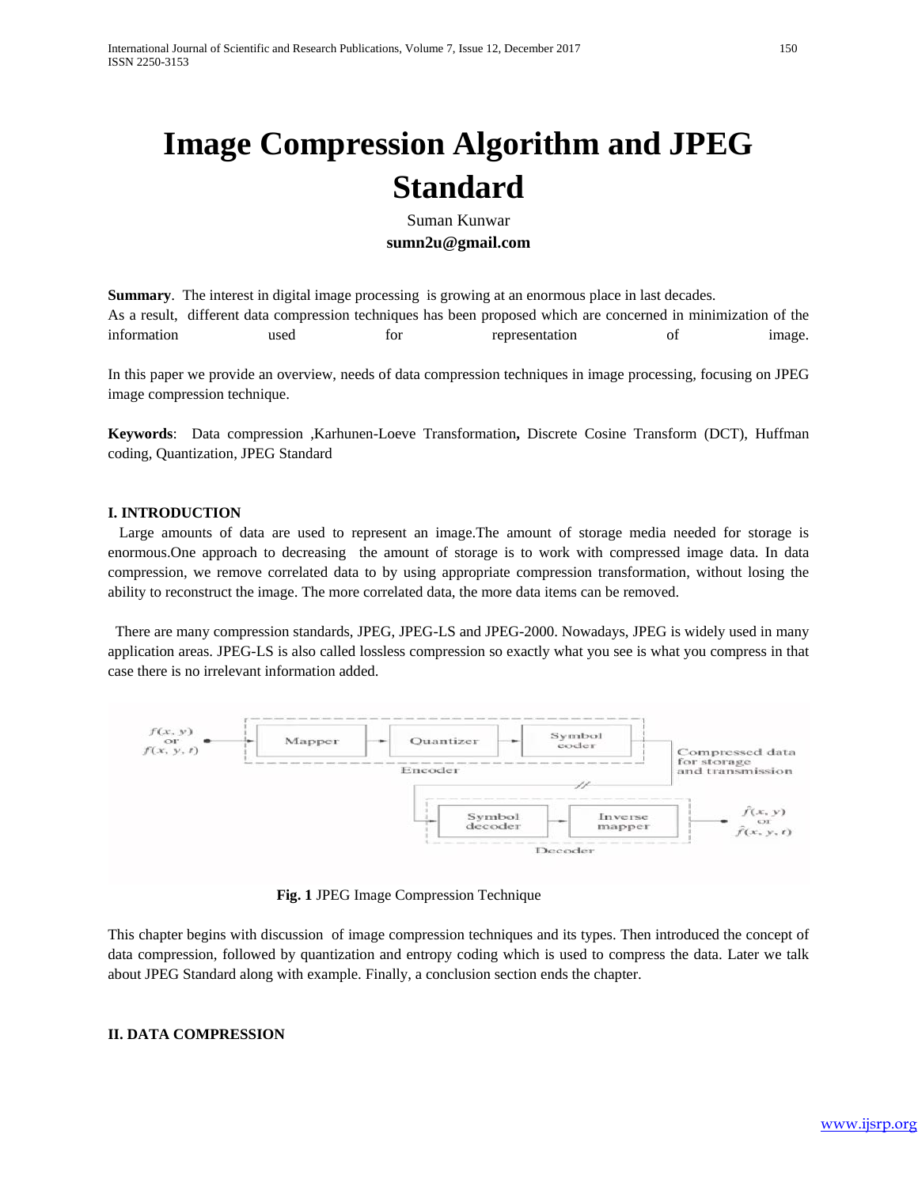# Image Compression Algorithm and JPEG Standard

Suman Kunwar

**sumn2u@gmail.com**

**Summary**. The interest in digital image processing is growing at an enormous place in last decades. As a result, different data compression techniques has been proposed which are concerned in minimization of the information used for representation of image.

In this paper we provide an overview, needs of data compression techniques in image processing, focusing on JPEG image compression technique.

**Keywords**: Data compression ,Karhunen-Loeve Transformation**,** Discrete Cosine Transform (DCT), Huffman coding, Quantization, JPEG Standard

## I. INTRODUCTION

Large amounts of data are used to represent an image.The amount of storage media needed for storage is enormous.One approach to decreasing the amount of storage is to work with compressed image data. In data compression, we remove correlated data to by using appropriate compression transformation, without losing the ability to reconstruct the image. The more correlated data, the more data items can be removed.

There are many compression standards, JPEG, JPEG-LS and JPEG-2000. Nowadays, JPEG is widely used in many application areas. JPEG-LS is also called lossless compression so exactly what you see is what you compress in that case there is no irrelevant information added.

$f(x, y)$ or $f(x, y, t)$ → [Encoder: Mapper → Quantizer → Symbol coder] → Compressed data for storage and transmission → [Decoder: Symbol decoder → Inverse mapper] → $\hat{f}(x, y)$ or $\hat{f}(x, y, t)$

**Fig. 1** JPEG Image Compression Technique

This chapter begins with discussion of image compression techniques and its types. Then introduced the concept of data compression, followed by quantization and entropy coding which is used to compress the data. Later we talk about JPEG Standard along with example. Finally, a conclusion section ends the chapter.

## II. DATA COMPRESSION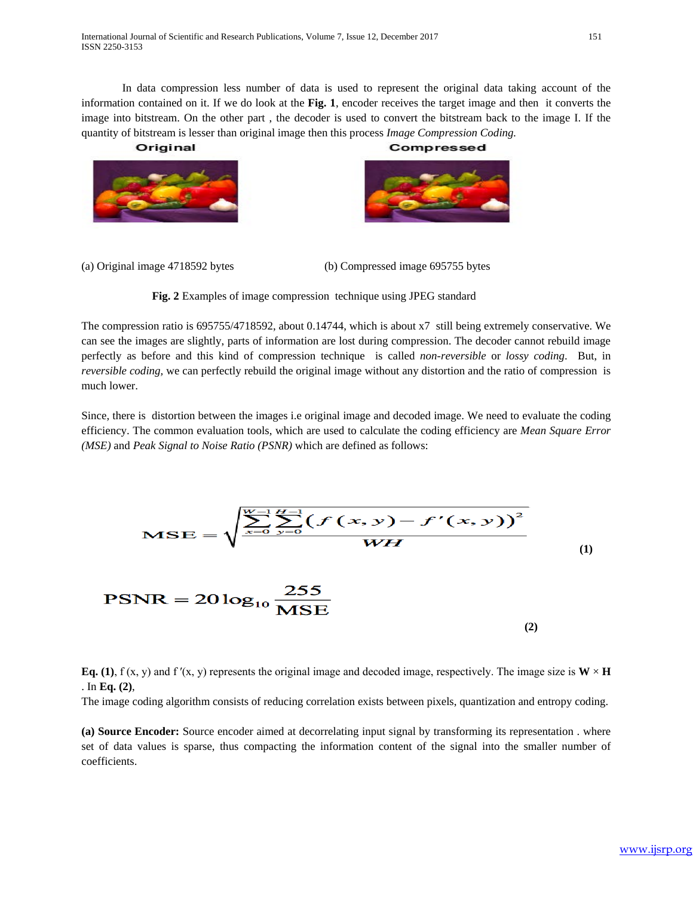In data compression less number of data is used to represent the original data taking account of the information contained on it. If we do look at the **Fig. 1**, encoder receives the target image and then it converts the image into bitstream. On the other part , the decoder is used to convert the bitstream back to the image I. If the quantity of bitstream is lesser than original image then this process *Image Compression Coding.*

Original

Compressed

(a) Original image 4718592 bytes

(b) Compressed image 695755 bytes

**Fig. 2** Examples of image compression technique using JPEG standard

The compression ratio is 695755/4718592, about 0.14744, which is about x7 still being extremely conservative. We can see the images are slightly, parts of information are lost during compression. The decoder cannot rebuild image perfectly as before and this kind of compression technique is called *non-reversible* or *lossy coding*. But, in *reversible coding,* we can perfectly rebuild the original image without any distortion and the ratio of compression is much lower.

Since, there is distortion between the images i.e original image and decoded image. We need to evaluate the coding efficiency. The common evaluation tools, which are used to calculate the coding efficiency are *Mean Square Error (MSE)* and *Peak Signal to Noise Ratio (PSNR)* which are defined as follows:

$$\text{MSE} = \sqrt{\frac{\sum_{x=0}^{W-1}\sum_{y=0}^{H-1}\left(f(x,y) - f'(x,y)\right)^2}{WH}} \tag{1}$$

$$\text{PSNR} = 20\log_{10}\frac{255}{\text{MSE}} \tag{2}$$

**Eq. (1)**, $f(x, y)$ and $f'(x, y)$ represents the original image and decoded image, respectively. The image size is $\mathbf{W} \times \mathbf{H}$ . In **Eq. (2)**,

The image coding algorithm consists of reducing correlation exists between pixels, quantization and entropy coding.

**(a) Source Encoder:** Source encoder aimed at decorrelating input signal by transforming its representation . where set of data values is sparse, thus compacting the information content of the signal into the smaller number of coefficients.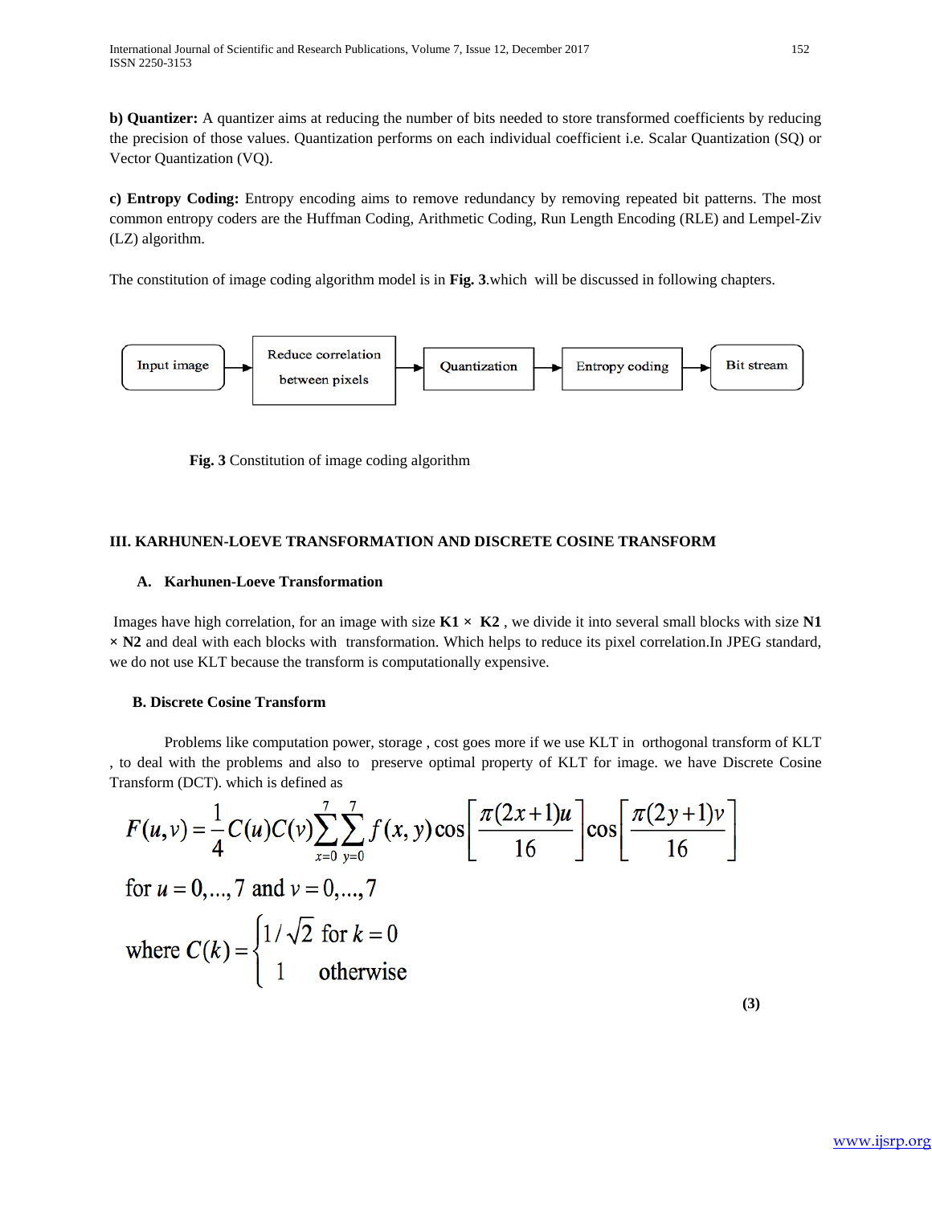**b) Quantizer:** A quantizer aims at reducing the number of bits needed to store transformed coefficients by reducing the precision of those values. Quantization performs on each individual coefficient i.e. Scalar Quantization (SQ) or Vector Quantization (VQ).

**c) Entropy Coding:** Entropy encoding aims to remove redundancy by removing repeated bit patterns. The most common entropy coders are the Huffman Coding, Arithmetic Coding, Run Length Encoding (RLE) and Lempel-Ziv (LZ) algorithm.

The constitution of image coding algorithm model is in **Fig. 3**.which will be discussed in following chapters.

Input image → Reduce correlation between pixels → Quantization → Entropy coding → Bit stream

**Fig. 3** Constitution of image coding algorithm

## III. KARHUNEN-LOEVE TRANSFORMATION AND DISCRETE COSINE TRANSFORM

### A. Karhunen-Loeve Transformation

Images have high correlation, for an image with size **K1 × K2** , we divide it into several small blocks with size **N1 × N2** and deal with each blocks with transformation. Which helps to reduce its pixel correlation.In JPEG standard, we do not use KLT because the transform is computationally expensive.

### B. Discrete Cosine Transform

Problems like computation power, storage , cost goes more if we use KLT in orthogonal transform of KLT , to deal with the problems and also to preserve optimal property of KLT for image. we have Discrete Cosine Transform (DCT). which is defined as

$$F(u,v) = \frac{1}{4}C(u)C(v)\sum_{x=0}^{7}\sum_{y=0}^{7} f(x,y)\cos\left[\frac{\pi(2x+1)u}{16}\right]\cos\left[\frac{\pi(2y+1)v}{16}\right]$$

$$\text{for } u = 0,\ldots,7 \text{ and } v = 0,\ldots,7$$

$$\text{where } C(k) = \begin{cases} 1/\sqrt{2} & \text{for } k = 0 \\ 1 & \text{otherwise} \end{cases} \tag{3}$$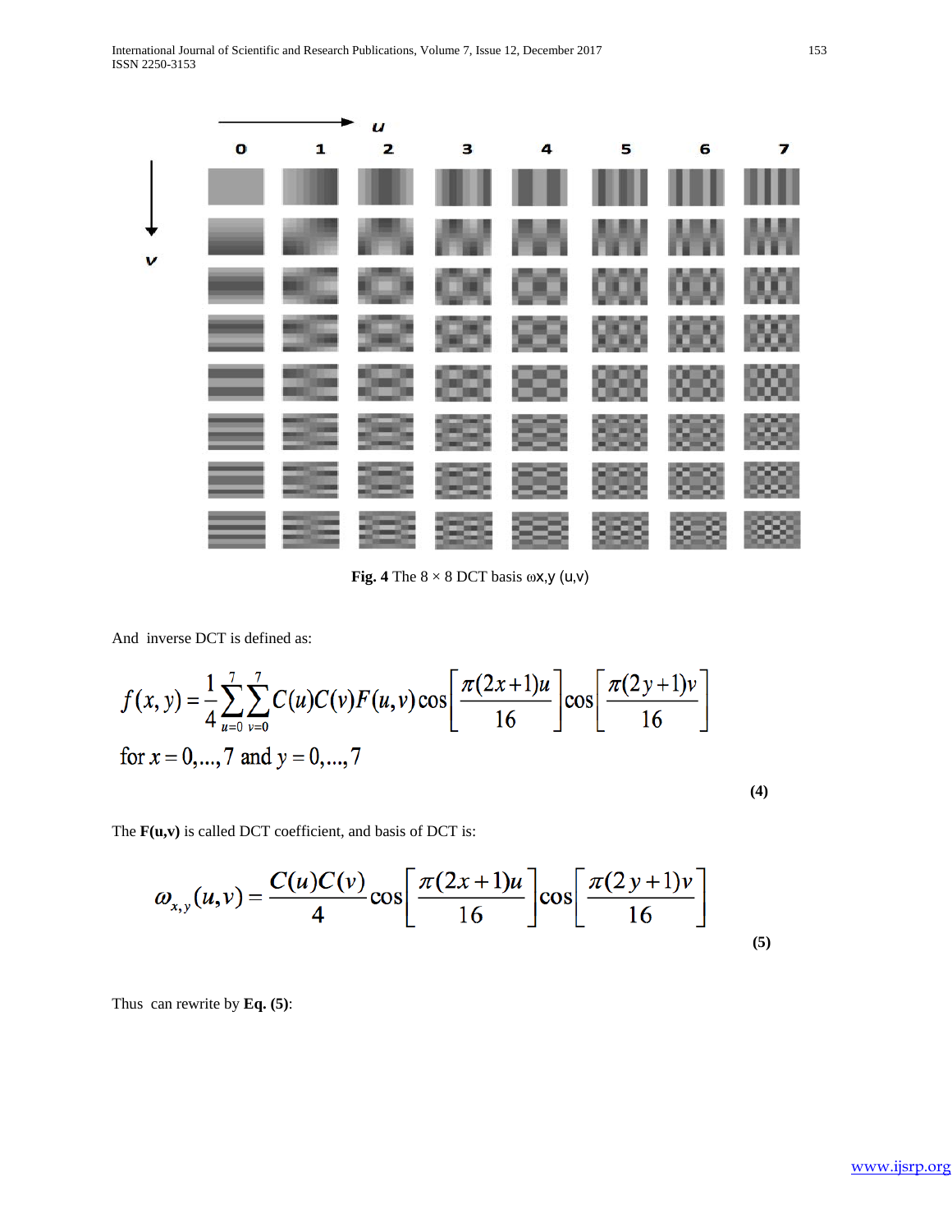**Fig. 4** The 8 × 8 DCT basis $\omega x,y$ (u,v)

And inverse DCT is defined as:

$$f(x,y) = \frac{1}{4}\sum_{u=0}^{7}\sum_{v=0}^{7} C(u)C(v)F(u,v)\cos\left[\frac{\pi(2x+1)u}{16}\right]\cos\left[\frac{\pi(2y+1)v}{16}\right]$$

$$\text{for } x = 0,\ldots,7 \text{ and } y = 0,\ldots,7 \tag{4}$$

The **F(u,v)** is called DCT coefficient, and basis of DCT is:

$$\omega_{x,y}(u,v) = \frac{C(u)C(v)}{4}\cos\left[\frac{\pi(2x+1)u}{16}\right]\cos\left[\frac{\pi(2y+1)v}{16}\right] \tag{5}$$

Thus can rewrite by **Eq. (5)**: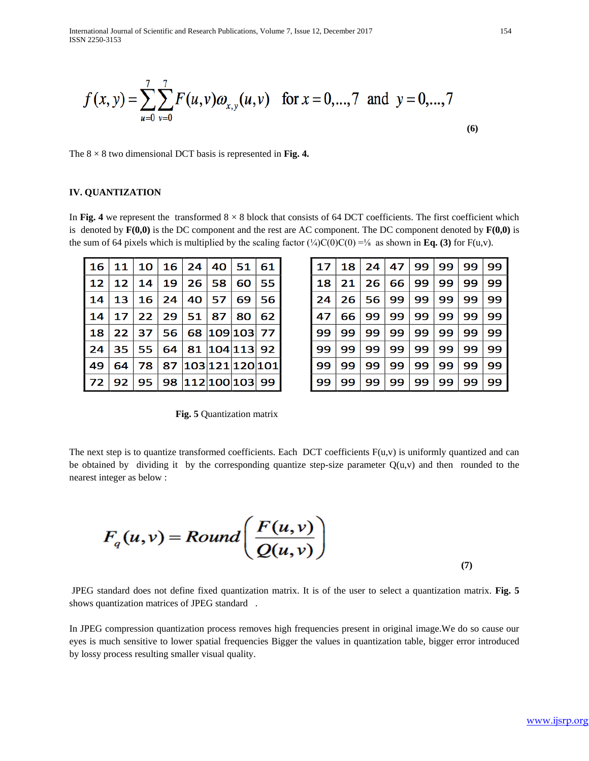$$f(x,y)=\sum_{u=0}^{7}\sum_{v=0}^{7}F(u,v)\omega_{x,y}(u,v)\quad \text{for } x=0,\ldots,7 \text{ and } y=0,\ldots,7$$

**(6)**

The 8 × 8 two dimensional DCT basis is represented in **Fig. 4.**

## IV. QUANTIZATION

In **Fig. 4** we represent the transformed 8 × 8 block that consists of 64 DCT coefficients. The first coefficient which is denoted by **F(0,0)** is the DC component and the rest are AC component. The DC component denoted by **F(0,0)** is the sum of 64 pixels which is multiplied by the scaling factor (¼)C(0)C(0) =⅛ as shown in **Eq. (3)** for F(u,v).

| | | | | | | | |
|---|---|---|---|---|---|---|---|
| 16 | 11 | 10 | 16 | 24 | 40 | 51 | 61 |
| 12 | 12 | 14 | 19 | 26 | 58 | 60 | 55 |
| 14 | 13 | 16 | 24 | 40 | 57 | 69 | 56 |
| 14 | 17 | 22 | 29 | 51 | 87 | 80 | 62 |
| 18 | 22 | 37 | 56 | 68 | 109 | 103 | 77 |
| 24 | 35 | 55 | 64 | 81 | 104 | 113 | 92 |
| 49 | 64 | 78 | 87 | 103 | 121 | 120 | 101 |
| 72 | 92 | 95 | 98 | 112 | 100 | 103 | 99 |

| | | | | | | | |
|---|---|---|---|---|---|---|---|
| 17 | 18 | 24 | 47 | 99 | 99 | 99 | 99 |
| 18 | 21 | 26 | 66 | 99 | 99 | 99 | 99 |
| 24 | 26 | 56 | 99 | 99 | 99 | 99 | 99 |
| 47 | 66 | 99 | 99 | 99 | 99 | 99 | 99 |
| 99 | 99 | 99 | 99 | 99 | 99 | 99 | 99 |
| 99 | 99 | 99 | 99 | 99 | 99 | 99 | 99 |
| 99 | 99 | 99 | 99 | 99 | 99 | 99 | 99 |
| 99 | 99 | 99 | 99 | 99 | 99 | 99 | 99 |

**Fig. 5** Quantization matrix

The next step is to quantize transformed coefficients. Each DCT coefficients F(u,v) is uniformly quantized and can be obtained by dividing it by the corresponding quantize step-size parameter Q(u,v) and then rounded to the nearest integer as below :

$$F_q(u,v) = Round\left(\frac{F(u,v)}{Q(u,v)}\right)$$

**(7)**

JPEG standard does not define fixed quantization matrix. It is of the user to select a quantization matrix. **Fig. 5** shows quantization matrices of JPEG standard .

In JPEG compression quantization process removes high frequencies present in original image.We do so cause our eyes is much sensitive to lower spatial frequencies Bigger the values in quantization table, bigger error introduced by lossy process resulting smaller visual quality.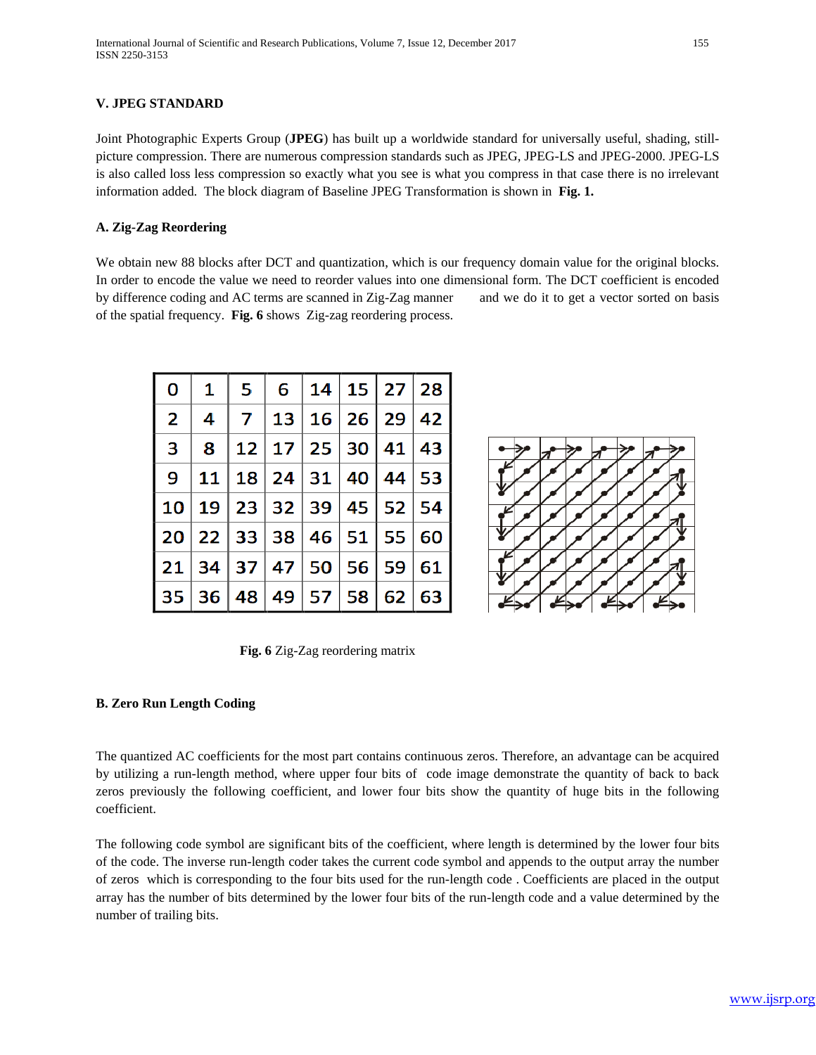## V. JPEG STANDARD

Joint Photographic Experts Group (**JPEG**) has built up a worldwide standard for universally useful, shading, still-picture compression. There are numerous compression standards such as JPEG, JPEG-LS and JPEG-2000. JPEG-LS is also called loss less compression so exactly what you see is what you compress in that case there is no irrelevant information added. The block diagram of Baseline JPEG Transformation is shown in **Fig. 1.**

### A. Zig-Zag Reordering

We obtain new 88 blocks after DCT and quantization, which is our frequency domain value for the original blocks. In order to encode the value we need to reorder values into one dimensional form. The DCT coefficient is encoded by difference coding and AC terms are scanned in Zig-Zag manner and we do it to get a vector sorted on basis of the spatial frequency. **Fig. 6** shows Zig-zag reordering process.

| 0 | 1 | 5 | 6 | 14 | 15 | 27 | 28 |
|---|---|---|---|---|---|---|---|
| 2 | 4 | 7 | 13 | 16 | 26 | 29 | 42 |
| 3 | 8 | 12 | 17 | 25 | 30 | 41 | 43 |
| 9 | 11 | 18 | 24 | 31 | 40 | 44 | 53 |
| 10 | 19 | 23 | 32 | 39 | 45 | 52 | 54 |
| 20 | 22 | 33 | 38 | 46 | 51 | 55 | 60 |
| 21 | 34 | 37 | 47 | 50 | 56 | 59 | 61 |
| 35 | 36 | 48 | 49 | 57 | 58 | 62 | 63 |

**Fig. 6** Zig-Zag reordering matrix

### B. Zero Run Length Coding

The quantized AC coefficients for the most part contains continuous zeros. Therefore, an advantage can be acquired by utilizing a run-length method, where upper four bits of code image demonstrate the quantity of back to back zeros previously the following coefficient, and lower four bits show the quantity of huge bits in the following coefficient.

The following code symbol are significant bits of the coefficient, where length is determined by the lower four bits of the code. The inverse run-length coder takes the current code symbol and appends to the output array the number of zeros which is corresponding to the four bits used for the run-length code . Coefficients are placed in the output array has the number of bits determined by the lower four bits of the run-length code and a value determined by the number of trailing bits.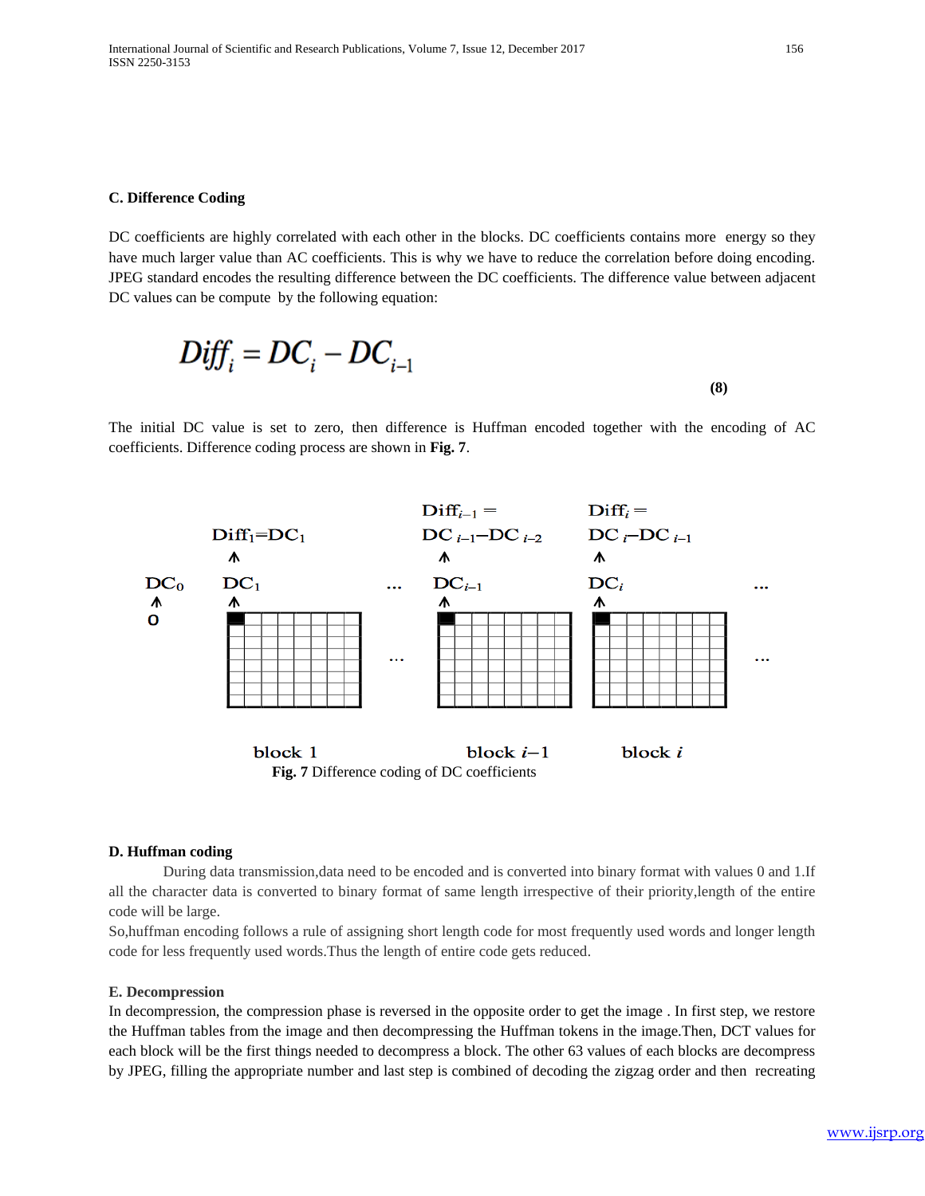### C. Difference Coding

DC coefficients are highly correlated with each other in the blocks. DC coefficients contains more energy so they have much larger value than AC coefficients. This is why we have to reduce the correlation before doing encoding. JPEG standard encodes the resulting difference between the DC coefficients. The difference value between adjacent DC values can be compute by the following equation:

$$Diff_i = DC_i - DC_{i-1} \tag{8}$$

The initial DC value is set to zero, then difference is Huffman encoded together with the encoding of AC coefficients. Difference coding process are shown in **Fig. 7**.

**Fig. 7** Difference coding of DC coefficients

### D. Huffman coding

During data transmission,data need to be encoded and is converted into binary format with values 0 and 1.If all the character data is converted to binary format of same length irrespective of their priority,length of the entire code will be large.

So,huffman encoding follows a rule of assigning short length code for most frequently used words and longer length code for less frequently used words.Thus the length of entire code gets reduced.

### E. Decompression

In decompression, the compression phase is reversed in the opposite order to get the image . In first step, we restore the Huffman tables from the image and then decompressing the Huffman tokens in the image.Then, DCT values for each block will be the first things needed to decompress a block. The other 63 values of each blocks are decompress by JPEG, filling the appropriate number and last step is combined of decoding the zigzag order and then recreating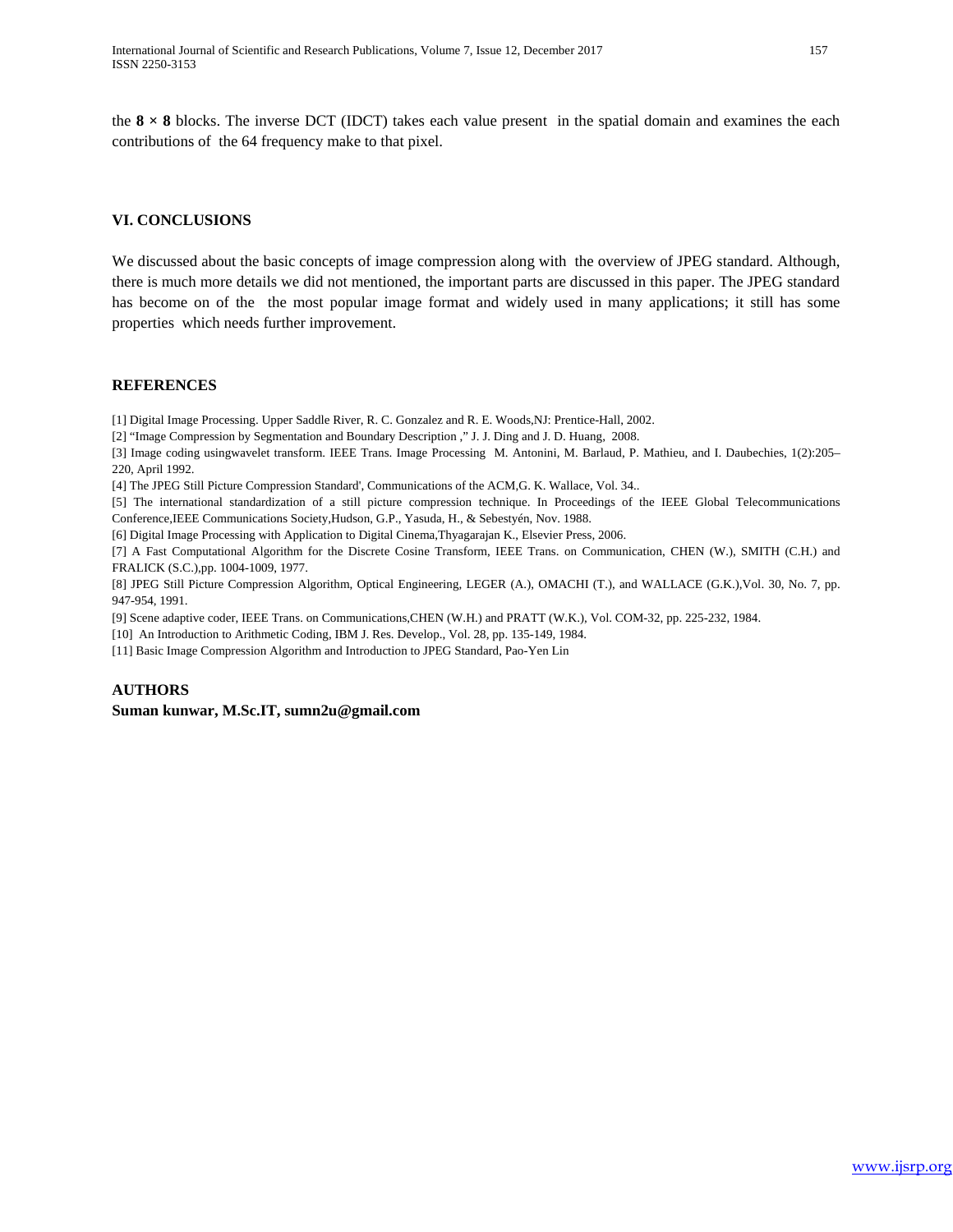the **8 × 8** blocks. The inverse DCT (IDCT) takes each value present in the spatial domain and examines the each contributions of the 64 frequency make to that pixel.

## VI. CONCLUSIONS

We discussed about the basic concepts of image compression along with the overview of JPEG standard. Although, there is much more details we did not mentioned, the important parts are discussed in this paper. The JPEG standard has become on of the the most popular image format and widely used in many applications; it still has some properties which needs further improvement.

## REFERENCES

[1] Digital Image Processing. Upper Saddle River, R. C. Gonzalez and R. E. Woods,NJ: Prentice-Hall, 2002.

[2] "Image Compression by Segmentation and Boundary Description ," J. J. Ding and J. D. Huang, 2008.

[3] Image coding usingwavelet transform. IEEE Trans. Image Processing M. Antonini, M. Barlaud, P. Mathieu, and I. Daubechies, 1(2):205–220, April 1992.

[4] The JPEG Still Picture Compression Standard', Communications of the ACM,G. K. Wallace, Vol. 34..

[5] The international standardization of a still picture compression technique. In Proceedings of the IEEE Global Telecommunications Conference,IEEE Communications Society,Hudson, G.P., Yasuda, H., & Sebestyén, Nov. 1988.

[6] Digital Image Processing with Application to Digital Cinema,Thyagarajan K., Elsevier Press, 2006.

[7] A Fast Computational Algorithm for the Discrete Cosine Transform, IEEE Trans. on Communication, CHEN (W.), SMITH (C.H.) and FRALICK (S.C.),pp. 1004-1009, 1977.

[8] JPEG Still Picture Compression Algorithm, Optical Engineering, LEGER (A.), OMACHI (T.), and WALLACE (G.K.),Vol. 30, No. 7, pp. 947-954, 1991.

[9] Scene adaptive coder, IEEE Trans. on Communications,CHEN (W.H.) and PRATT (W.K.), Vol. COM-32, pp. 225-232, 1984.

[10] An Introduction to Arithmetic Coding, IBM J. Res. Develop., Vol. 28, pp. 135-149, 1984.

[11] Basic Image Compression Algorithm and Introduction to JPEG Standard, Pao-Yen Lin

## AUTHORS

**Suman kunwar, M.Sc.IT, sumn2u@gmail.com**